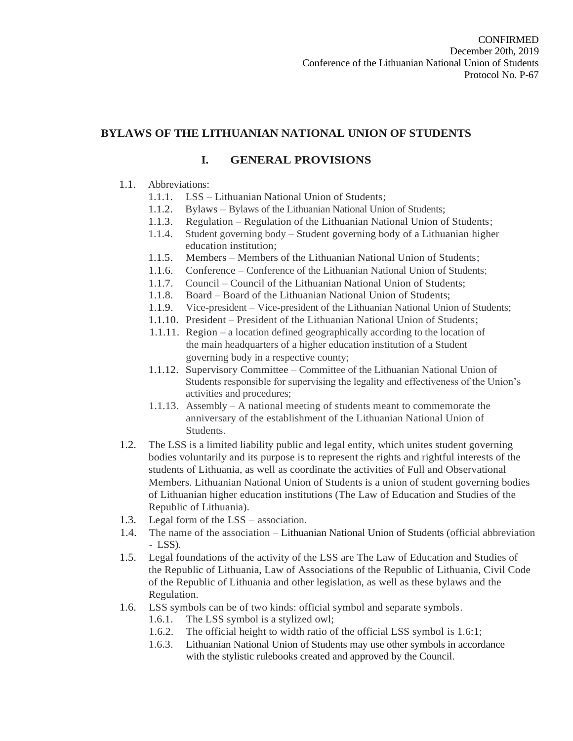CONFIRMED
December 20th, 2019
Conference of the Lithuanian National Union of Students
Protocol No. P-67

# BYLAWS OF THE LITHUANIAN NATIONAL UNION OF STUDENTS

## I. GENERAL PROVISIONS

1.1. Abbreviations:
   - 1.1.1. LSS – Lithuanian National Union of Students;
   - 1.1.2. Bylaws – Bylaws of the Lithuanian National Union of Students;
   - 1.1.3. Regulation – Regulation of the Lithuanian National Union of Students;
   - 1.1.4. Student governing body – Student governing body of a Lithuanian higher education institution;
   - 1.1.5. Members – Members of the Lithuanian National Union of Students;
   - 1.1.6. Conference – Conference of the Lithuanian National Union of Students;
   - 1.1.7. Council – Council of the Lithuanian National Union of Students;
   - 1.1.8. Board – Board of the Lithuanian National Union of Students;
   - 1.1.9. Vice-president – Vice-president of the Lithuanian National Union of Students;
   - 1.1.10. President – President of the Lithuanian National Union of Students;
   - 1.1.11. Region – a location defined geographically according to the location of the main headquarters of a higher education institution of a Student governing body in a respective county;
   - 1.1.12. Supervisory Committee – Committee of the Lithuanian National Union of Students responsible for supervising the legality and effectiveness of the Union's activities and procedures;
   - 1.1.13. Assembly – A national meeting of students meant to commemorate the anniversary of the establishment of the Lithuanian National Union of Students.

1.2. The LSS is a limited liability public and legal entity, which unites student governing bodies voluntarily and its purpose is to represent the rights and rightful interests of the students of Lithuania, as well as coordinate the activities of Full and Observational Members. Lithuanian National Union of Students is a union of student governing bodies of Lithuanian higher education institutions (The Law of Education and Studies of the Republic of Lithuania).

1.3. Legal form of the LSS – association.

1.4. The name of the association – Lithuanian National Union of Students (official abbreviation - LSS).

1.5. Legal foundations of the activity of the LSS are The Law of Education and Studies of the Republic of Lithuania, Law of Associations of the Republic of Lithuania, Civil Code of the Republic of Lithuania and other legislation, as well as these bylaws and the Regulation.

1.6. LSS symbols can be of two kinds: official symbol and separate symbols.
   - 1.6.1. The LSS symbol is a stylized owl;
   - 1.6.2. The official height to width ratio of the official LSS symbol is 1.6:1;
   - 1.6.3. Lithuanian National Union of Students may use other symbols in accordance with the stylistic rulebooks created and approved by the Council.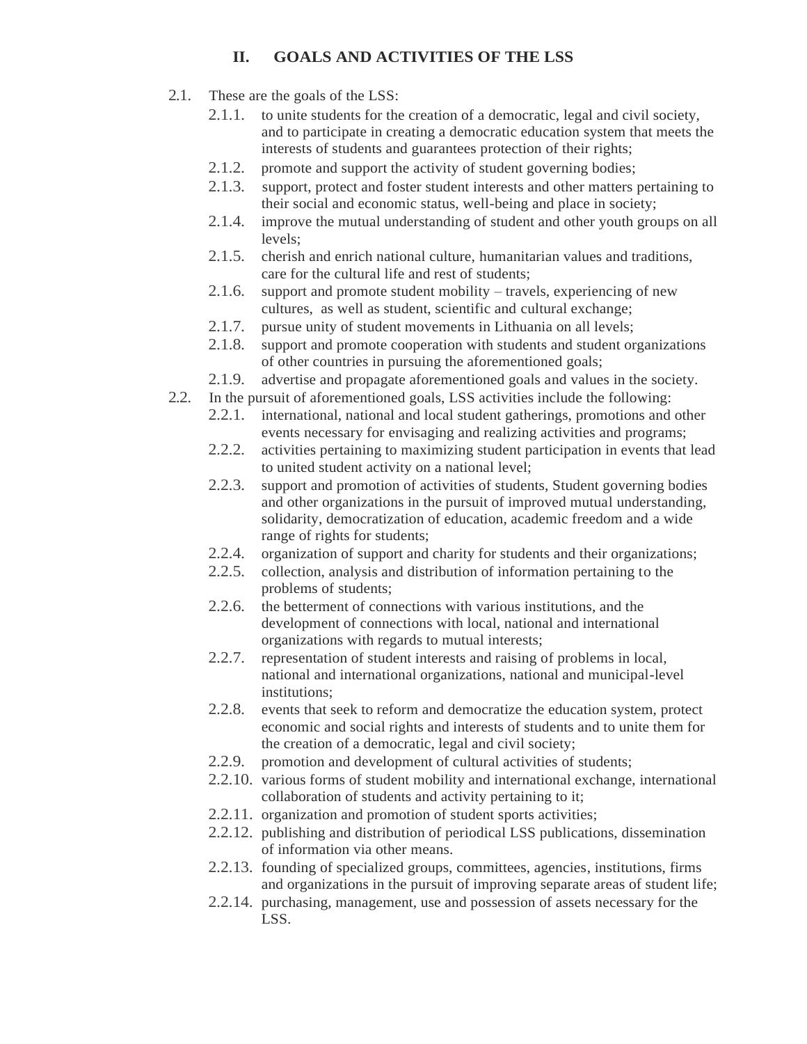## II. GOALS AND ACTIVITIES OF THE LSS

2.1. These are the goals of the LSS:

2.1.1. to unite students for the creation of a democratic, legal and civil society, and to participate in creating a democratic education system that meets the interests of students and guarantees protection of their rights;

2.1.2. promote and support the activity of student governing bodies;

2.1.3. support, protect and foster student interests and other matters pertaining to their social and economic status, well-being and place in society;

2.1.4. improve the mutual understanding of student and other youth groups on all levels;

2.1.5. cherish and enrich national culture, humanitarian values and traditions, care for the cultural life and rest of students;

2.1.6. support and promote student mobility – travels, experiencing of new cultures, as well as student, scientific and cultural exchange;

2.1.7. pursue unity of student movements in Lithuania on all levels;

2.1.8. support and promote cooperation with students and student organizations of other countries in pursuing the aforementioned goals;

2.1.9. advertise and propagate aforementioned goals and values in the society.

2.2. In the pursuit of aforementioned goals, LSS activities include the following:

2.2.1. international, national and local student gatherings, promotions and other events necessary for envisaging and realizing activities and programs;

2.2.2. activities pertaining to maximizing student participation in events that lead to united student activity on a national level;

2.2.3. support and promotion of activities of students, Student governing bodies and other organizations in the pursuit of improved mutual understanding, solidarity, democratization of education, academic freedom and a wide range of rights for students;

2.2.4. organization of support and charity for students and their organizations;

2.2.5. collection, analysis and distribution of information pertaining to the problems of students;

2.2.6. the betterment of connections with various institutions, and the development of connections with local, national and international organizations with regards to mutual interests;

2.2.7. representation of student interests and raising of problems in local, national and international organizations, national and municipal-level institutions;

2.2.8. events that seek to reform and democratize the education system, protect economic and social rights and interests of students and to unite them for the creation of a democratic, legal and civil society;

2.2.9. promotion and development of cultural activities of students;

2.2.10. various forms of student mobility and international exchange, international collaboration of students and activity pertaining to it;

2.2.11. organization and promotion of student sports activities;

2.2.12. publishing and distribution of periodical LSS publications, dissemination of information via other means.

2.2.13. founding of specialized groups, committees, agencies, institutions, firms and organizations in the pursuit of improving separate areas of student life;

2.2.14. purchasing, management, use and possession of assets necessary for the LSS.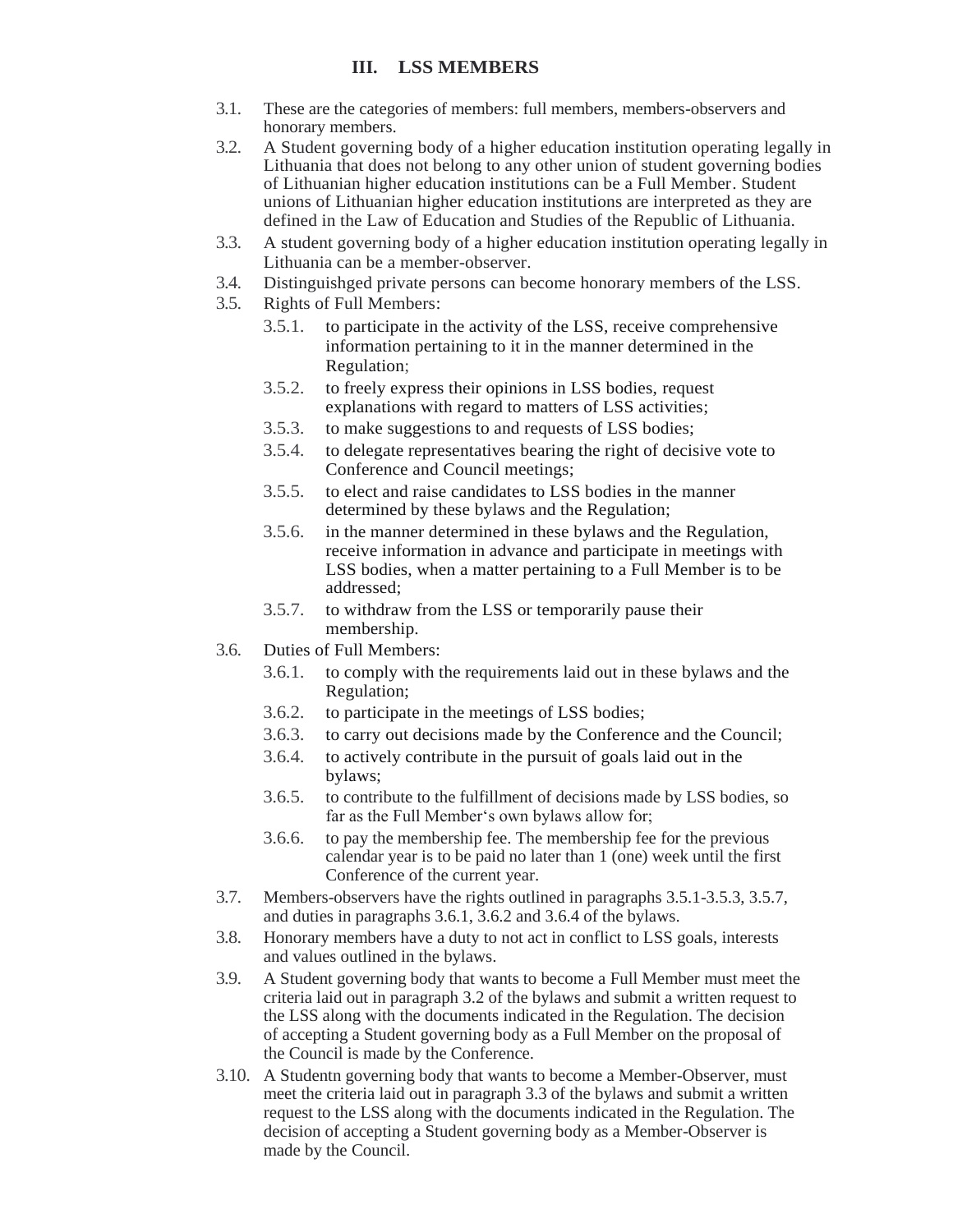## III. LSS MEMBERS

3.1. These are the categories of members: full members, members-observers and honorary members.

3.2. A Student governing body of a higher education institution operating legally in Lithuania that does not belong to any other union of student governing bodies of Lithuanian higher education institutions can be a Full Member. Student unions of Lithuanian higher education institutions are interpreted as they are defined in the Law of Education and Studies of the Republic of Lithuania.

3.3. A student governing body of a higher education institution operating legally in Lithuania can be a member-observer.

3.4. Distinguishged private persons can become honorary members of the LSS.

3.5. Rights of Full Members:

- 3.5.1. to participate in the activity of the LSS, receive comprehensive information pertaining to it in the manner determined in the Regulation;
- 3.5.2. to freely express their opinions in LSS bodies, request explanations with regard to matters of LSS activities;
- 3.5.3. to make suggestions to and requests of LSS bodies;
- 3.5.4. to delegate representatives bearing the right of decisive vote to Conference and Council meetings;
- 3.5.5. to elect and raise candidates to LSS bodies in the manner determined by these bylaws and the Regulation;
- 3.5.6. in the manner determined in these bylaws and the Regulation, receive information in advance and participate in meetings with LSS bodies, when a matter pertaining to a Full Member is to be addressed;
- 3.5.7. to withdraw from the LSS or temporarily pause their membership.

3.6. Duties of Full Members:

- 3.6.1. to comply with the requirements laid out in these bylaws and the Regulation;
- 3.6.2. to participate in the meetings of LSS bodies;
- 3.6.3. to carry out decisions made by the Conference and the Council;
- 3.6.4. to actively contribute in the pursuit of goals laid out in the bylaws;
- 3.6.5. to contribute to the fulfillment of decisions made by LSS bodies, so far as the Full Member's own bylaws allow for;
- 3.6.6. to pay the membership fee. The membership fee for the previous calendar year is to be paid no later than 1 (one) week until the first Conference of the current year.

3.7. Members-observers have the rights outlined in paragraphs 3.5.1-3.5.3, 3.5.7, and duties in paragraphs 3.6.1, 3.6.2 and 3.6.4 of the bylaws.

3.8. Honorary members have a duty to not act in conflict to LSS goals, interests and values outlined in the bylaws.

3.9. A Student governing body that wants to become a Full Member must meet the criteria laid out in paragraph 3.2 of the bylaws and submit a written request to the LSS along with the documents indicated in the Regulation. The decision of accepting a Student governing body as a Full Member on the proposal of the Council is made by the Conference.

3.10. A Studentn governing body that wants to become a Member-Observer, must meet the criteria laid out in paragraph 3.3 of the bylaws and submit a written request to the LSS along with the documents indicated in the Regulation. The decision of accepting a Student governing body as a Member-Observer is made by the Council.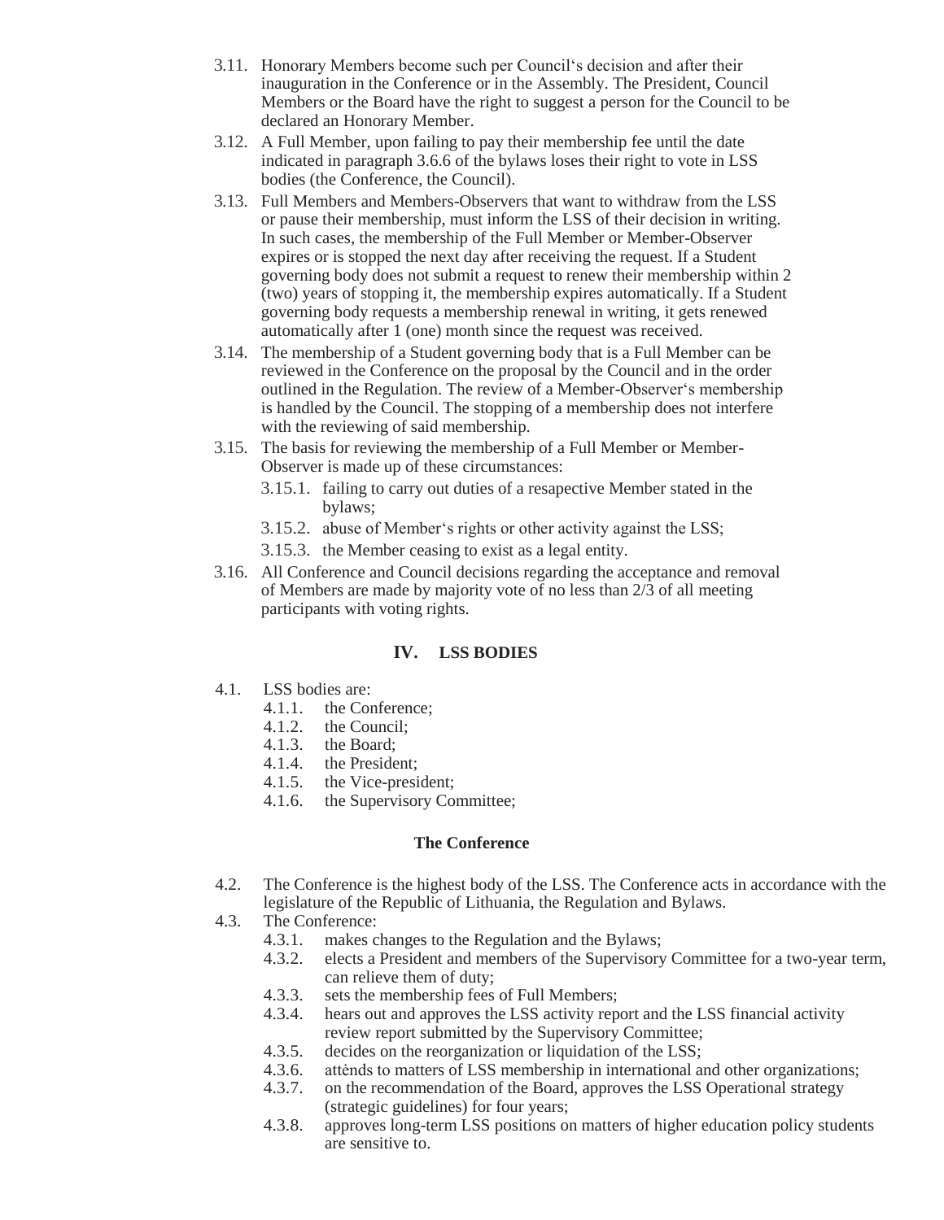3.11. Honorary Members become such per Council‘s decision and after their inauguration in the Conference or in the Assembly. The President, Council Members or the Board have the right to suggest a person for the Council to be declared an Honorary Member.

3.12. A Full Member, upon failing to pay their membership fee until the date indicated in paragraph 3.6.6 of the bylaws loses their right to vote in LSS bodies (the Conference, the Council).

3.13. Full Members and Members-Observers that want to withdraw from the LSS or pause their membership, must inform the LSS of their decision in writing. In such cases, the membership of the Full Member or Member-Observer expires or is stopped the next day after receiving the request. If a Student governing body does not submit a request to renew their membership within 2 (two) years of stopping it, the membership expires automatically. If a Student governing body requests a membership renewal in writing, it gets renewed automatically after 1 (one) month since the request was received.

3.14. The membership of a Student governing body that is a Full Member can be reviewed in the Conference on the proposal by the Council and in the order outlined in the Regulation. The review of a Member-Observer‘s membership is handled by the Council. The stopping of a membership does not interfere with the reviewing of said membership.

3.15. The basis for reviewing the membership of a Full Member or Member-Observer is made up of these circumstances:

- 3.15.1. failing to carry out duties of a resapective Member stated in the bylaws;
- 3.15.2. abuse of Member‘s rights or other activity against the LSS;
- 3.15.3. the Member ceasing to exist as a legal entity.

3.16. All Conference and Council decisions regarding the acceptance and removal of Members are made by majority vote of no less than 2/3 of all meeting participants with voting rights.

## IV. LSS BODIES

4.1. LSS bodies are:

- 4.1.1. the Conference;
- 4.1.2. the Council;
- 4.1.3. the Board;
- 4.1.4. the President;
- 4.1.5. the Vice-president;
- 4.1.6. the Supervisory Committee;

### The Conference

4.2. The Conference is the highest body of the LSS. The Conference acts in accordance with the legislature of the Republic of Lithuania, the Regulation and Bylaws.

4.3. The Conference:

- 4.3.1. makes changes to the Regulation and the Bylaws;
- 4.3.2. elects a President and members of the Supervisory Committee for a two-year term, can relieve them of duty;
- 4.3.3. sets the membership fees of Full Members;
- 4.3.4. hears out and approves the LSS activity report and the LSS financial activity review report submitted by the Supervisory Committee;
- 4.3.5. decides on the reorganization or liquidation of the LSS;
- 4.3.6. attėnds to matters of LSS membership in international and other organizations;
- 4.3.7. on the recommendation of the Board, approves the LSS Operational strategy (strategic guidelines) for four years;
- 4.3.8. approves long-term LSS positions on matters of higher education policy students are sensitive to.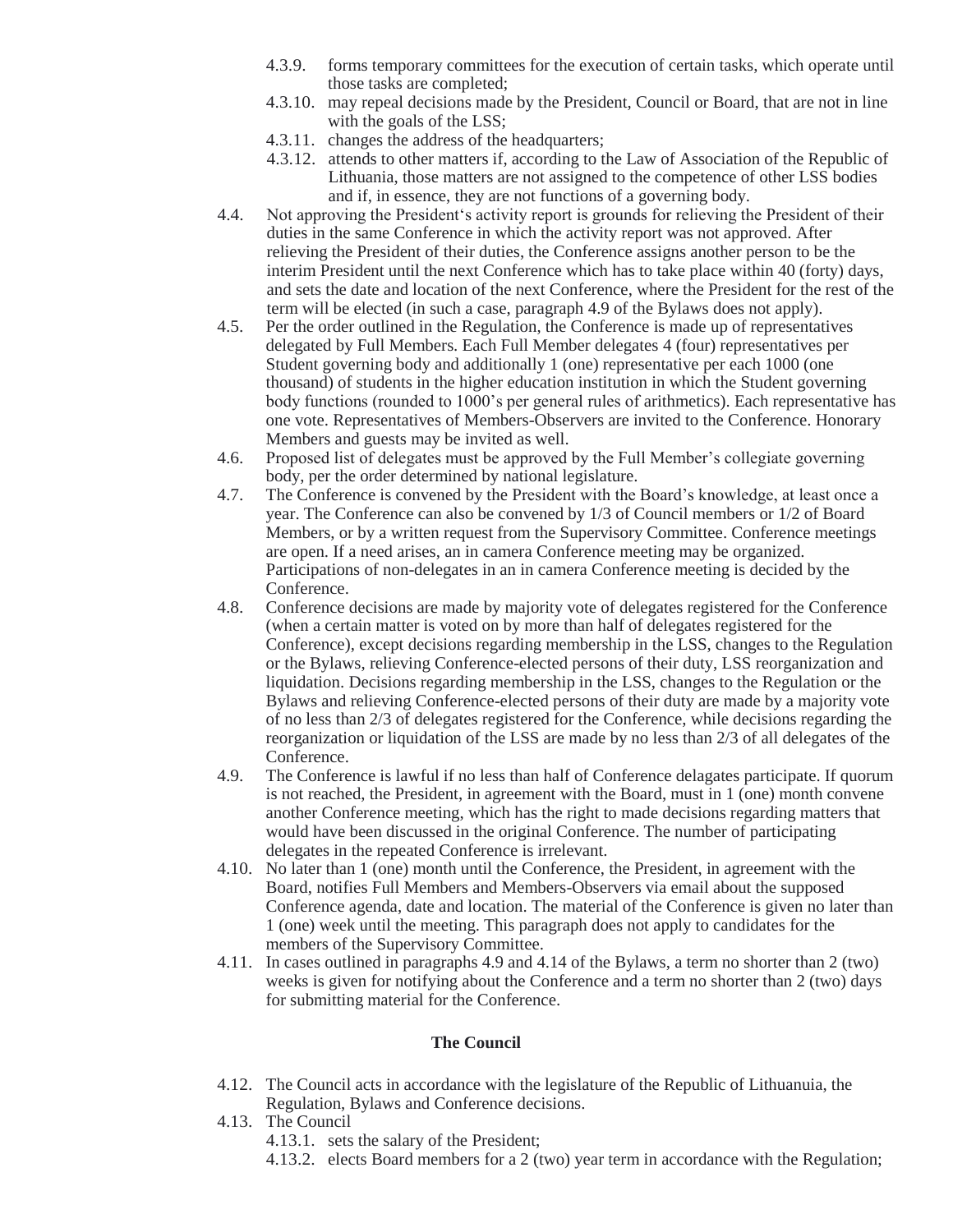- 4.3.9. forms temporary committees for the execution of certain tasks, which operate until those tasks are completed;
- 4.3.10. may repeal decisions made by the President, Council or Board, that are not in line with the goals of the LSS;
- 4.3.11. changes the address of the headquarters;
- 4.3.12. attends to other matters if, according to the Law of Association of the Republic of Lithuania, those matters are not assigned to the competence of other LSS bodies and if, in essence, they are not functions of a governing body.

4.4. Not approving the President's activity report is grounds for relieving the President of their duties in the same Conference in which the activity report was not approved. After relieving the President of their duties, the Conference assigns another person to be the interim President until the next Conference which has to take place within 40 (forty) days, and sets the date and location of the next Conference, where the President for the rest of the term will be elected (in such a case, paragraph 4.9 of the Bylaws does not apply).

4.5. Per the order outlined in the Regulation, the Conference is made up of representatives delegated by Full Members. Each Full Member delegates 4 (four) representatives per Student governing body and additionally 1 (one) representative per each 1000 (one thousand) of students in the higher education institution in which the Student governing body functions (rounded to 1000's per general rules of arithmetics). Each representative has one vote. Representatives of Members-Observers are invited to the Conference. Honorary Members and guests may be invited as well.

4.6. Proposed list of delegates must be approved by the Full Member's collegiate governing body, per the order determined by national legislature.

4.7. The Conference is convened by the President with the Board's knowledge, at least once a year. The Conference can also be convened by 1/3 of Council members or 1/2 of Board Members, or by a written request from the Supervisory Committee. Conference meetings are open. If a need arises, an in camera Conference meeting may be organized. Participations of non-delegates in an in camera Conference meeting is decided by the Conference.

4.8. Conference decisions are made by majority vote of delegates registered for the Conference (when a certain matter is voted on by more than half of delegates registered for the Conference), except decisions regarding membership in the LSS, changes to the Regulation or the Bylaws, relieving Conference-elected persons of their duty, LSS reorganization and liquidation. Decisions regarding membership in the LSS, changes to the Regulation or the Bylaws and relieving Conference-elected persons of their duty are made by a majority vote of no less than 2/3 of delegates registered for the Conference, while decisions regarding the reorganization or liquidation of the LSS are made by no less than 2/3 of all delegates of the Conference.

4.9. The Conference is lawful if no less than half of Conference delagates participate. If quorum is not reached, the President, in agreement with the Board, must in 1 (one) month convene another Conference meeting, which has the right to made decisions regarding matters that would have been discussed in the original Conference. The number of participating delegates in the repeated Conference is irrelevant.

4.10. No later than 1 (one) month until the Conference, the President, in agreement with the Board, notifies Full Members and Members-Observers via email about the supposed Conference agenda, date and location. The material of the Conference is given no later than 1 (one) week until the meeting. This paragraph does not apply to candidates for the members of the Supervisory Committee.

4.11. In cases outlined in paragraphs 4.9 and 4.14 of the Bylaws, a term no shorter than 2 (two) weeks is given for notifying about the Conference and a term no shorter than 2 (two) days for submitting material for the Conference.

**The Council**

4.12. The Council acts in accordance with the legislature of the Republic of Lithuanuia, the Regulation, Bylaws and Conference decisions.

4.13. The Council

- 4.13.1. sets the salary of the President;
- 4.13.2. elects Board members for a 2 (two) year term in accordance with the Regulation;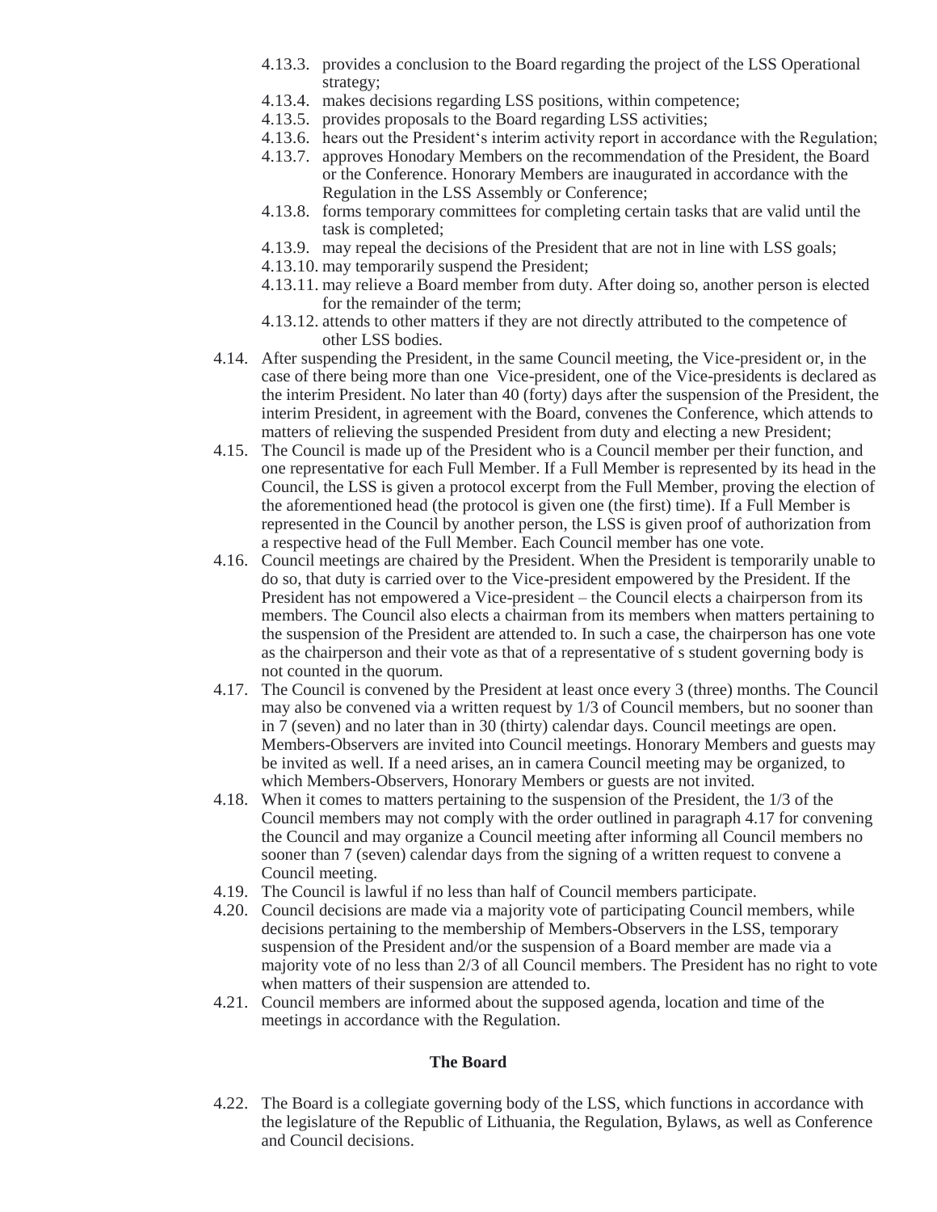- 4.13.3. provides a conclusion to the Board regarding the project of the LSS Operational strategy;
- 4.13.4. makes decisions regarding LSS positions, within competence;
- 4.13.5. provides proposals to the Board regarding LSS activities;
- 4.13.6. hears out the President's interim activity report in accordance with the Regulation;
- 4.13.7. approves Honodary Members on the recommendation of the President, the Board or the Conference. Honorary Members are inaugurated in accordance with the Regulation in the LSS Assembly or Conference;
- 4.13.8. forms temporary committees for completing certain tasks that are valid until the task is completed;
- 4.13.9. may repeal the decisions of the President that are not in line with LSS goals;
- 4.13.10. may temporarily suspend the President;
- 4.13.11. may relieve a Board member from duty. After doing so, another person is elected for the remainder of the term;
- 4.13.12. attends to other matters if they are not directly attributed to the competence of other LSS bodies.

4.14. After suspending the President, in the same Council meeting, the Vice-president or, in the case of there being more than one Vice-president, one of the Vice-presidents is declared as the interim President. No later than 40 (forty) days after the suspension of the President, the interim President, in agreement with the Board, convenes the Conference, which attends to matters of relieving the suspended President from duty and electing a new President;

4.15. The Council is made up of the President who is a Council member per their function, and one representative for each Full Member. If a Full Member is represented by its head in the Council, the LSS is given a protocol excerpt from the Full Member, proving the election of the aforementioned head (the protocol is given one (the first) time). If a Full Member is represented in the Council by another person, the LSS is given proof of authorization from a respective head of the Full Member. Each Council member has one vote.

4.16. Council meetings are chaired by the President. When the President is temporarily unable to do so, that duty is carried over to the Vice-president empowered by the President. If the President has not empowered a Vice-president – the Council elects a chairperson from its members. The Council also elects a chairman from its members when matters pertaining to the suspension of the President are attended to. In such a case, the chairperson has one vote as the chairperson and their vote as that of a representative of s student governing body is not counted in the quorum.

4.17. The Council is convened by the President at least once every 3 (three) months. The Council may also be convened via a written request by 1/3 of Council members, but no sooner than in 7 (seven) and no later than in 30 (thirty) calendar days. Council meetings are open. Members-Observers are invited into Council meetings. Honorary Members and guests may be invited as well. If a need arises, an in camera Council meeting may be organized, to which Members-Observers, Honorary Members or guests are not invited.

4.18. When it comes to matters pertaining to the suspension of the President, the 1/3 of the Council members may not comply with the order outlined in paragraph 4.17 for convening the Council and may organize a Council meeting after informing all Council members no sooner than 7 (seven) calendar days from the signing of a written request to convene a Council meeting.

4.19. The Council is lawful if no less than half of Council members participate.

4.20. Council decisions are made via a majority vote of participating Council members, while decisions pertaining to the membership of Members-Observers in the LSS, temporary suspension of the President and/or the suspension of a Board member are made via a majority vote of no less than 2/3 of all Council members. The President has no right to vote when matters of their suspension are attended to.

4.21. Council members are informed about the supposed agenda, location and time of the meetings in accordance with the Regulation.

### The Board

4.22. The Board is a collegiate governing body of the LSS, which functions in accordance with the legislature of the Republic of Lithuania, the Regulation, Bylaws, as well as Conference and Council decisions.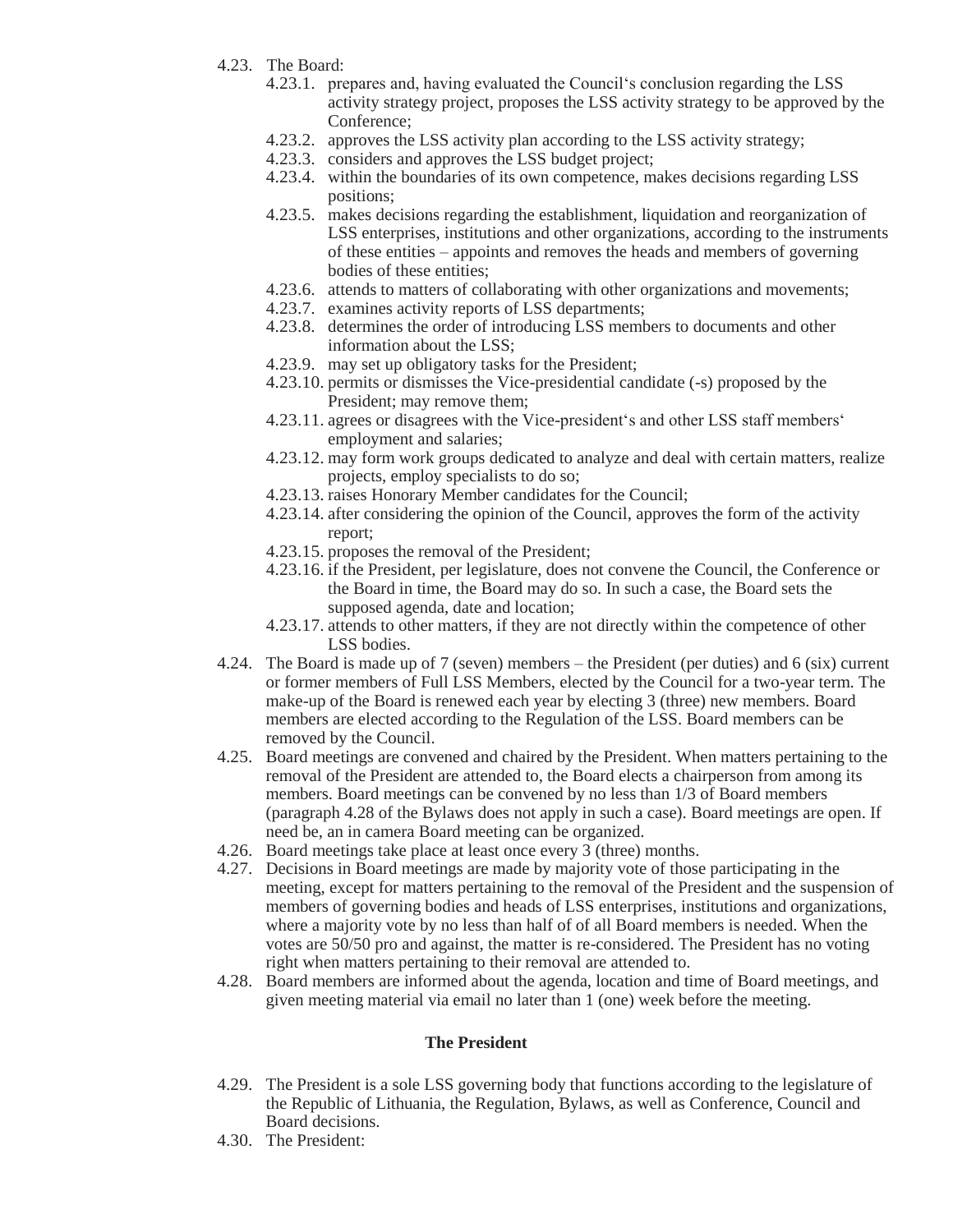4.23. The Board:

4.23.1. prepares and, having evaluated the Council‘s conclusion regarding the LSS activity strategy project, proposes the LSS activity strategy to be approved by the Conference;

4.23.2. approves the LSS activity plan according to the LSS activity strategy;

4.23.3. considers and approves the LSS budget project;

4.23.4. within the boundaries of its own competence, makes decisions regarding LSS positions;

4.23.5. makes decisions regarding the establishment, liquidation and reorganization of LSS enterprises, institutions and other organizations, according to the instruments of these entities – appoints and removes the heads and members of governing bodies of these entities;

4.23.6. attends to matters of collaborating with other organizations and movements;

4.23.7. examines activity reports of LSS departments;

4.23.8. determines the order of introducing LSS members to documents and other information about the LSS;

4.23.9. may set up obligatory tasks for the President;

4.23.10. permits or dismisses the Vice-presidential candidate (-s) proposed by the President; may remove them;

4.23.11. agrees or disagrees with the Vice-president‘s and other LSS staff members‘ employment and salaries;

4.23.12. may form work groups dedicated to analyze and deal with certain matters, realize projects, employ specialists to do so;

4.23.13. raises Honorary Member candidates for the Council;

4.23.14. after considering the opinion of the Council, approves the form of the activity report;

4.23.15. proposes the removal of the President;

4.23.16. if the President, per legislature, does not convene the Council, the Conference or the Board in time, the Board may do so. In such a case, the Board sets the supposed agenda, date and location;

4.23.17. attends to other matters, if they are not directly within the competence of other LSS bodies.

4.24. The Board is made up of 7 (seven) members – the President (per duties) and 6 (six) current or former members of Full LSS Members, elected by the Council for a two-year term. The make-up of the Board is renewed each year by electing 3 (three) new members. Board members are elected according to the Regulation of the LSS. Board members can be removed by the Council.

4.25. Board meetings are convened and chaired by the President. When matters pertaining to the removal of the President are attended to, the Board elects a chairperson from among its members. Board meetings can be convened by no less than 1/3 of Board members (paragraph 4.28 of the Bylaws does not apply in such a case). Board meetings are open. If need be, an in camera Board meeting can be organized.

4.26. Board meetings take place at least once every 3 (three) months.

4.27. Decisions in Board meetings are made by majority vote of those participating in the meeting, except for matters pertaining to the removal of the President and the suspension of members of governing bodies and heads of LSS enterprises, institutions and organizations, where a majority vote by no less than half of of all Board members is needed. When the votes are 50/50 pro and against, the matter is re-considered. The President has no voting right when matters pertaining to their removal are attended to.

4.28. Board members are informed about the agenda, location and time of Board meetings, and given meeting material via email no later than 1 (one) week before the meeting.

### The President

4.29. The President is a sole LSS governing body that functions according to the legislature of the Republic of Lithuania, the Regulation, Bylaws, as well as Conference, Council and Board decisions.

4.30. The President: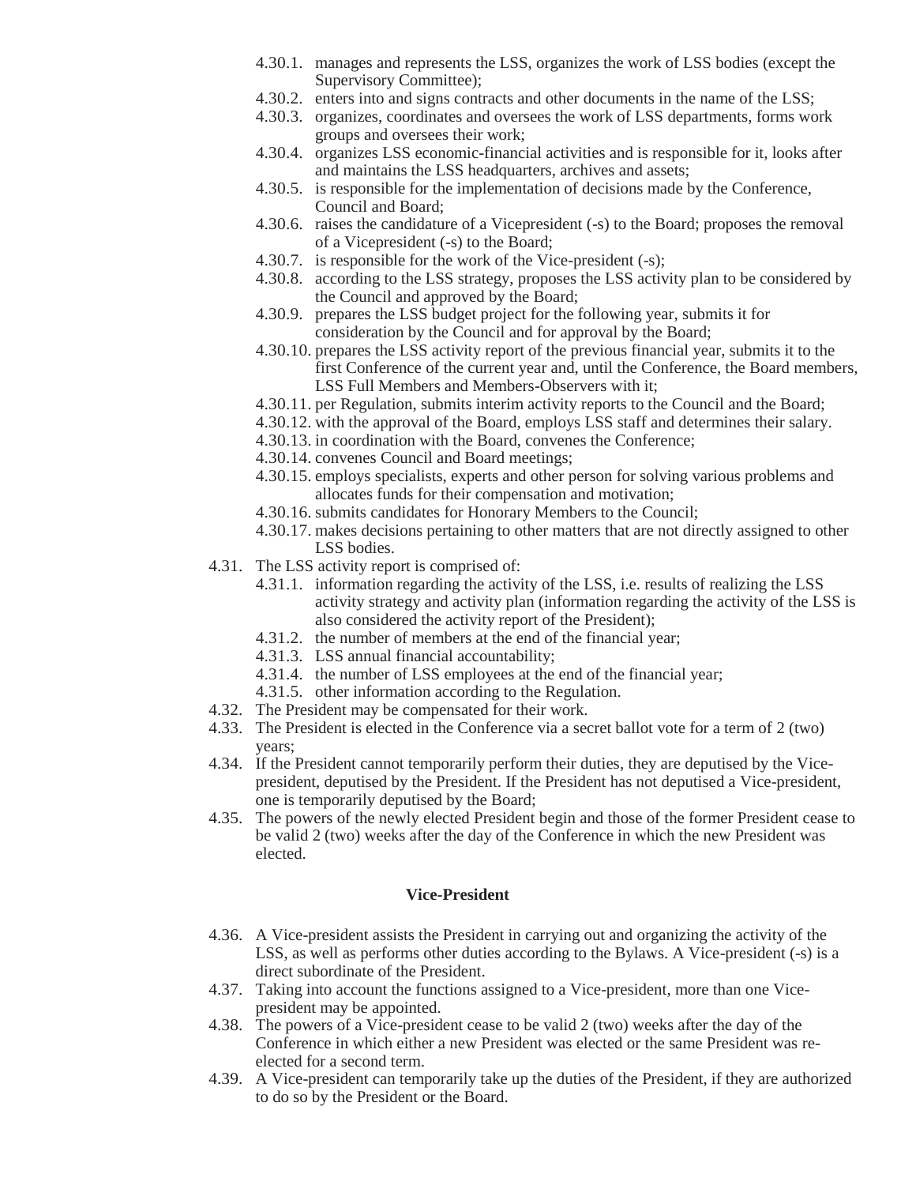- 4.30.1. manages and represents the LSS, organizes the work of LSS bodies (except the Supervisory Committee);
- 4.30.2. enters into and signs contracts and other documents in the name of the LSS;
- 4.30.3. organizes, coordinates and oversees the work of LSS departments, forms work groups and oversees their work;
- 4.30.4. organizes LSS economic-financial activities and is responsible for it, looks after and maintains the LSS headquarters, archives and assets;
- 4.30.5. is responsible for the implementation of decisions made by the Conference, Council and Board;
- 4.30.6. raises the candidature of a Vicepresident (-s) to the Board; proposes the removal of a Vicepresident (-s) to the Board;
- 4.30.7. is responsible for the work of the Vice-president (-s);
- 4.30.8. according to the LSS strategy, proposes the LSS activity plan to be considered by the Council and approved by the Board;
- 4.30.9. prepares the LSS budget project for the following year, submits it for consideration by the Council and for approval by the Board;
- 4.30.10. prepares the LSS activity report of the previous financial year, submits it to the first Conference of the current year and, until the Conference, the Board members, LSS Full Members and Members-Observers with it;
- 4.30.11. per Regulation, submits interim activity reports to the Council and the Board;
- 4.30.12. with the approval of the Board, employs LSS staff and determines their salary.
- 4.30.13. in coordination with the Board, convenes the Conference;
- 4.30.14. convenes Council and Board meetings;
- 4.30.15. employs specialists, experts and other person for solving various problems and allocates funds for their compensation and motivation;
- 4.30.16. submits candidates for Honorary Members to the Council;
- 4.30.17. makes decisions pertaining to other matters that are not directly assigned to other LSS bodies.

4.31. The LSS activity report is comprised of:

- 4.31.1. information regarding the activity of the LSS, i.e. results of realizing the LSS activity strategy and activity plan (information regarding the activity of the LSS is also considered the activity report of the President);
- 4.31.2. the number of members at the end of the financial year;
- 4.31.3. LSS annual financial accountability;
- 4.31.4. the number of LSS employees at the end of the financial year;
- 4.31.5. other information according to the Regulation.

4.32. The President may be compensated for their work.

4.33. The President is elected in the Conference via a secret ballot vote for a term of 2 (two) years;

4.34. If the President cannot temporarily perform their duties, they are deputised by the Vice-president, deputised by the President. If the President has not deputised a Vice-president, one is temporarily deputised by the Board;

4.35. The powers of the newly elected President begin and those of the former President cease to be valid 2 (two) weeks after the day of the Conference in which the new President was elected.

### Vice-President

4.36. A Vice-president assists the President in carrying out and organizing the activity of the LSS, as well as performs other duties according to the Bylaws. A Vice-president (-s) is a direct subordinate of the President.

4.37. Taking into account the functions assigned to a Vice-president, more than one Vice-president may be appointed.

4.38. The powers of a Vice-president cease to be valid 2 (two) weeks after the day of the Conference in which either a new President was elected or the same President was re-elected for a second term.

4.39. A Vice-president can temporarily take up the duties of the President, if they are authorized to do so by the President or the Board.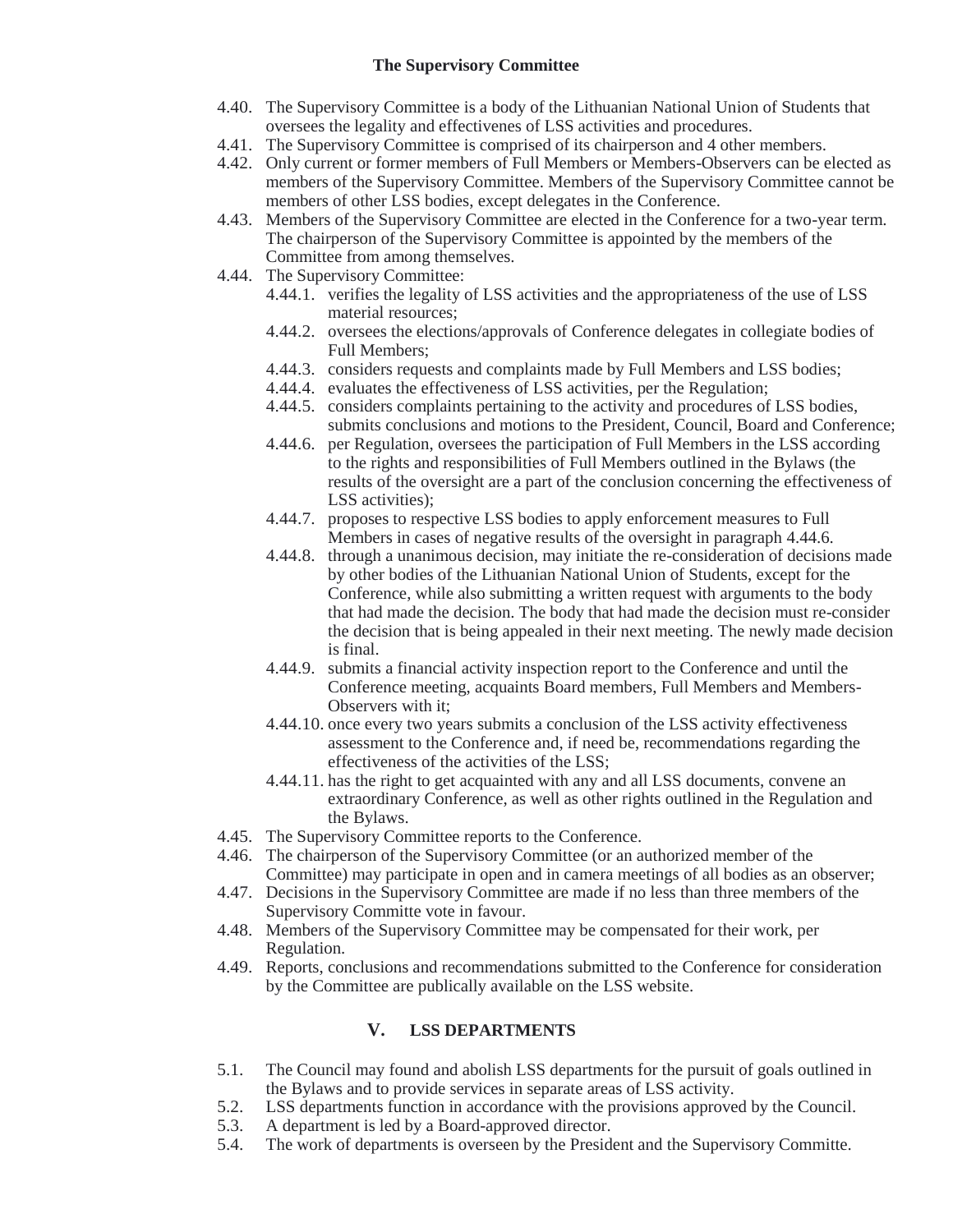### The Supervisory Committee

4.40. The Supervisory Committee is a body of the Lithuanian National Union of Students that oversees the legality and effectivenes of LSS activities and procedures.

4.41. The Supervisory Committee is comprised of its chairperson and 4 other members.

4.42. Only current or former members of Full Members or Members-Observers can be elected as members of the Supervisory Committee. Members of the Supervisory Committee cannot be members of other LSS bodies, except delegates in the Conference.

4.43. Members of the Supervisory Committee are elected in the Conference for a two-year term. The chairperson of the Supervisory Committee is appointed by the members of the Committee from among themselves.

4.44. The Supervisory Committee:

- 4.44.1. verifies the legality of LSS activities and the appropriateness of the use of LSS material resources;
- 4.44.2. oversees the elections/approvals of Conference delegates in collegiate bodies of Full Members;
- 4.44.3. considers requests and complaints made by Full Members and LSS bodies;
- 4.44.4. evaluates the effectiveness of LSS activities, per the Regulation;
- 4.44.5. considers complaints pertaining to the activity and procedures of LSS bodies, submits conclusions and motions to the President, Council, Board and Conference;
- 4.44.6. per Regulation, oversees the participation of Full Members in the LSS according to the rights and responsibilities of Full Members outlined in the Bylaws (the results of the oversight are a part of the conclusion concerning the effectiveness of LSS activities);
- 4.44.7. proposes to respective LSS bodies to apply enforcement measures to Full Members in cases of negative results of the oversight in paragraph 4.44.6.
- 4.44.8. through a unanimous decision, may initiate the re-consideration of decisions made by other bodies of the Lithuanian National Union of Students, except for the Conference, while also submitting a written request with arguments to the body that had made the decision. The body that had made the decision must re-consider the decision that is being appealed in their next meeting. The newly made decision is final.
- 4.44.9. submits a financial activity inspection report to the Conference and until the Conference meeting, acquaints Board members, Full Members and Members-Observers with it;
- 4.44.10. once every two years submits a conclusion of the LSS activity effectiveness assessment to the Conference and, if need be, recommendations regarding the effectiveness of the activities of the LSS;
- 4.44.11. has the right to get acquainted with any and all LSS documents, convene an extraordinary Conference, as well as other rights outlined in the Regulation and the Bylaws.

4.45. The Supervisory Committee reports to the Conference.

4.46. The chairperson of the Supervisory Committee (or an authorized member of the Committee) may participate in open and in camera meetings of all bodies as an observer;

4.47. Decisions in the Supervisory Committee are made if no less than three members of the Supervisory Committe vote in favour.

4.48. Members of the Supervisory Committee may be compensated for their work, per Regulation.

4.49. Reports, conclusions and recommendations submitted to the Conference for consideration by the Committee are publically available on the LSS website.

## V. LSS DEPARTMENTS

5.1. The Council may found and abolish LSS departments for the pursuit of goals outlined in the Bylaws and to provide services in separate areas of LSS activity.

5.2. LSS departments function in accordance with the provisions approved by the Council.

5.3. A department is led by a Board-approved director.

5.4. The work of departments is overseen by the President and the Supervisory Committe.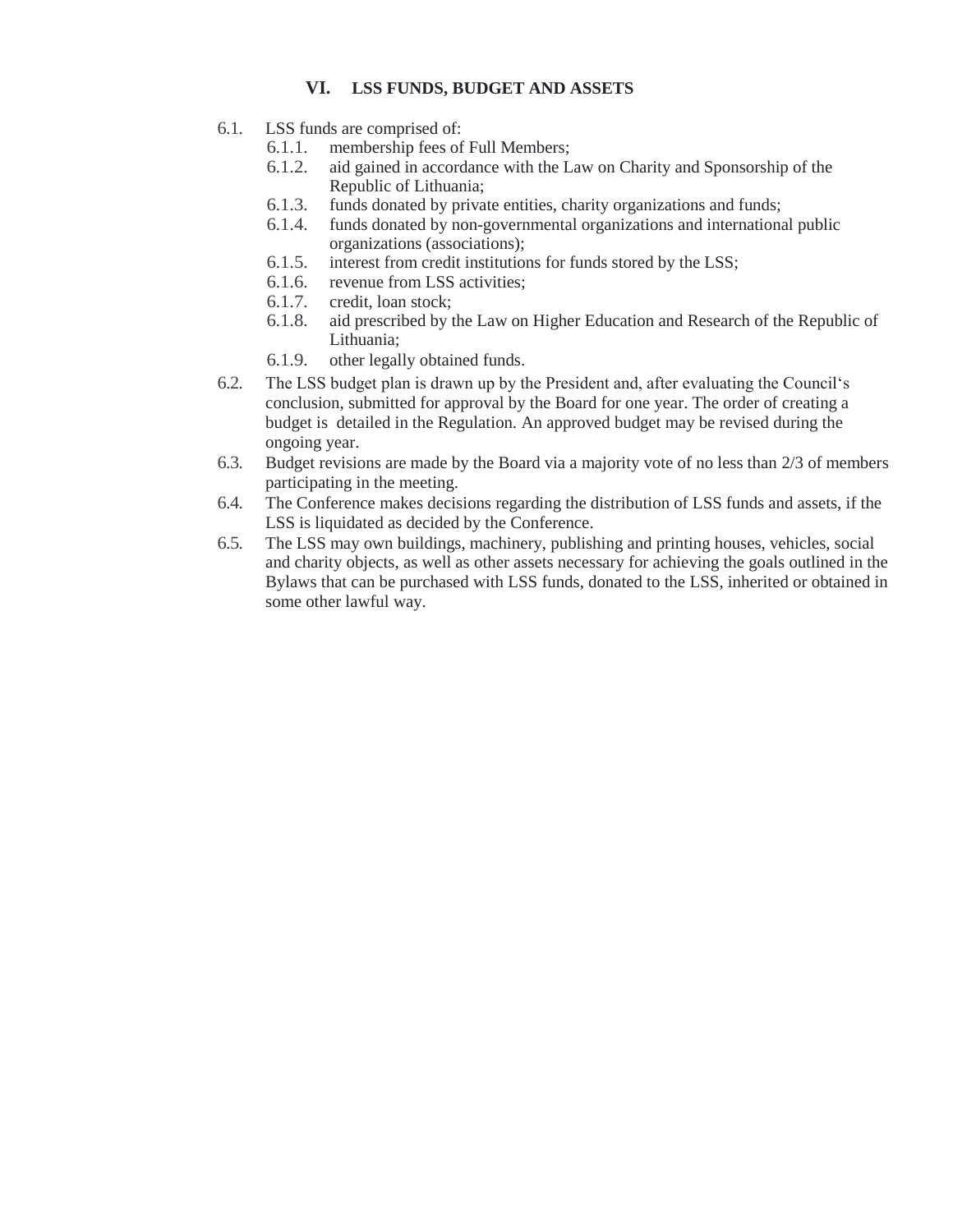## VI. LSS FUNDS, BUDGET AND ASSETS

6.1. LSS funds are comprised of:
   6.1.1. membership fees of Full Members;
   6.1.2. aid gained in accordance with the Law on Charity and Sponsorship of the Republic of Lithuania;
   6.1.3. funds donated by private entities, charity organizations and funds;
   6.1.4. funds donated by non-governmental organizations and international public organizations (associations);
   6.1.5. interest from credit institutions for funds stored by the LSS;
   6.1.6. revenue from LSS activities;
   6.1.7. credit, loan stock;
   6.1.8. aid prescribed by the Law on Higher Education and Research of the Republic of Lithuania;
   6.1.9. other legally obtained funds.

6.2. The LSS budget plan is drawn up by the President and, after evaluating the Council's conclusion, submitted for approval by the Board for one year. The order of creating a budget is detailed in the Regulation. An approved budget may be revised during the ongoing year.

6.3. Budget revisions are made by the Board via a majority vote of no less than 2/3 of members participating in the meeting.

6.4. The Conference makes decisions regarding the distribution of LSS funds and assets, if the LSS is liquidated as decided by the Conference.

6.5. The LSS may own buildings, machinery, publishing and printing houses, vehicles, social and charity objects, as well as other assets necessary for achieving the goals outlined in the Bylaws that can be purchased with LSS funds, donated to the LSS, inherited or obtained in some other lawful way.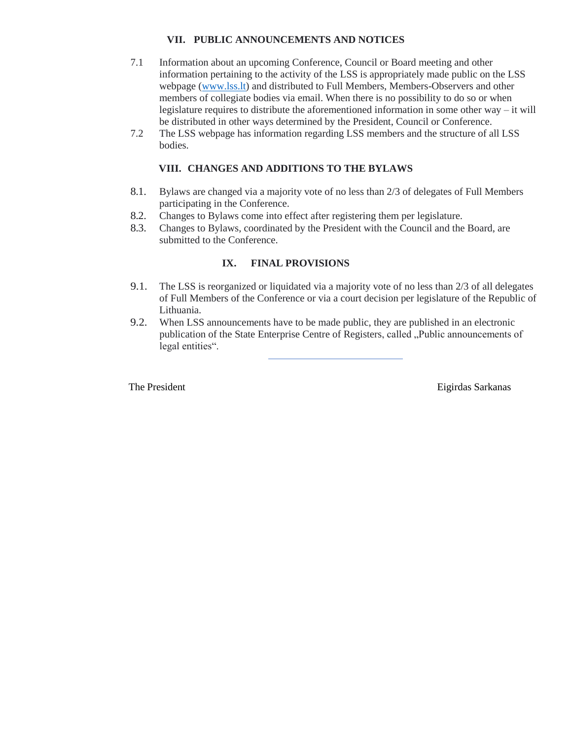## VII. PUBLIC ANNOUNCEMENTS AND NOTICES

7.1 Information about an upcoming Conference, Council or Board meeting and other information pertaining to the activity of the LSS is appropriately made public on the LSS webpage (www.lss.lt) and distributed to Full Members, Members-Observers and other members of collegiate bodies via email. When there is no possibility to do so or when legislature requires to distribute the aforementioned information in some other way – it will be distributed in other ways determined by the President, Council or Conference.

7.2 The LSS webpage has information regarding LSS members and the structure of all LSS bodies.

## VIII. CHANGES AND ADDITIONS TO THE BYLAWS

8.1. Bylaws are changed via a majority vote of no less than 2/3 of delegates of Full Members participating in the Conference.

8.2. Changes to Bylaws come into effect after registering them per legislature.

8.3. Changes to Bylaws, coordinated by the President with the Council and the Board, are submitted to the Conference.

## IX. FINAL PROVISIONS

9.1. The LSS is reorganized or liquidated via a majority vote of no less than 2/3 of all delegates of Full Members of the Conference or via a court decision per legislature of the Republic of Lithuania.

9.2. When LSS announcements have to be made public, they are published in an electronic publication of the State Enterprise Centre of Registers, called „Public announcements of legal entities".

---

The President Eigirdas Sarkanas